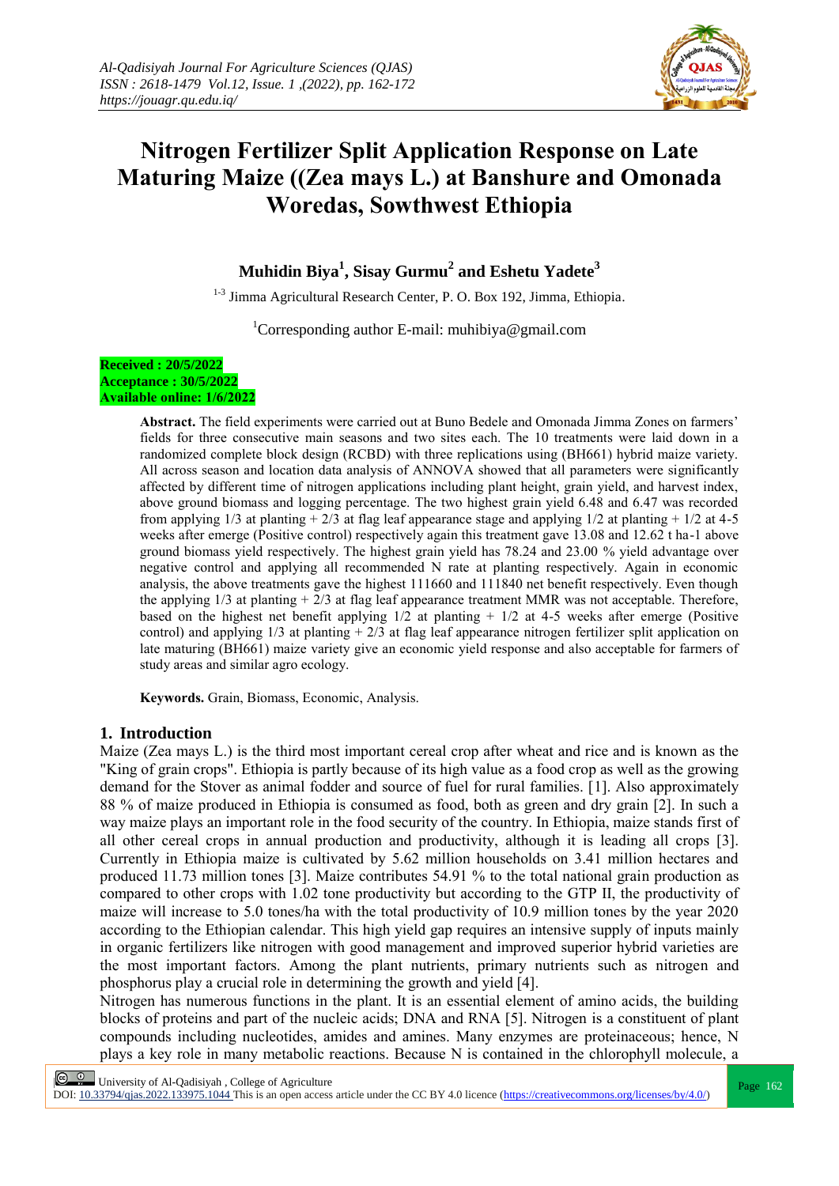# Nitrogen Fertilizer Split Application Response on Late Maturing Maize ((Zea mays L.) at Banshure and Omonada Woredas, Sowthwest Ethiopia

**Muhidin Biya[1], Sisay Gurmu[2] and Eshetu Yadete[3]**

[1-3] Jimma Agricultural Research Center, P. O. Box 192, Jimma, Ethiopia.

[1]Corresponding author E-mail: muhibiya@gmail.com

**Received : 20/5/2022**
**Acceptance : 30/5/2022**
**Available online: 1/6/2022**

**Abstract.** The field experiments were carried out at Buno Bedele and Omonada Jimma Zones on farmers' fields for three consecutive main seasons and two sites each. The 10 treatments were laid down in a randomized complete block design (RCBD) with three replications using (BH661) hybrid maize variety. All across season and location data analysis of ANNOVA showed that all parameters were significantly affected by different time of nitrogen applications including plant height, grain yield, and harvest index, above ground biomass and logging percentage. The two highest grain yield 6.48 and 6.47 was recorded from applying 1/3 at planting + 2/3 at flag leaf appearance stage and applying 1/2 at planting + 1/2 at 4-5 weeks after emerge (Positive control) respectively again this treatment gave 13.08 and 12.62 t ha-1 above ground biomass yield respectively. The highest grain yield has 78.24 and 23.00 % yield advantage over negative control and applying all recommended N rate at planting respectively. Again in economic analysis, the above treatments gave the highest 111660 and 111840 net benefit respectively. Even though the applying 1/3 at planting + 2/3 at flag leaf appearance treatment MMR was not acceptable. Therefore, based on the highest net benefit applying 1/2 at planting + 1/2 at 4-5 weeks after emerge (Positive control) and applying 1/3 at planting + 2/3 at flag leaf appearance nitrogen fertilizer split application on late maturing (BH661) maize variety give an economic yield response and also acceptable for farmers of study areas and similar agro ecology.

**Keywords.** Grain, Biomass, Economic, Analysis.

## 1. Introduction

Maize (Zea mays L.) is the third most important cereal crop after wheat and rice and is known as the "King of grain crops". Ethiopia is partly because of its high value as a food crop as well as the growing demand for the Stover as animal fodder and source of fuel for rural families. [1]. Also approximately 88 % of maize produced in Ethiopia is consumed as food, both as green and dry grain [2]. In such a way maize plays an important role in the food security of the country. In Ethiopia, maize stands first of all other cereal crops in annual production and productivity, although it is leading all crops [3]. Currently in Ethiopia maize is cultivated by 5.62 million households on 3.41 million hectares and produced 11.73 million tones [3]. Maize contributes 54.91 % to the total national grain production as compared to other crops with 1.02 tone productivity but according to the GTP II, the productivity of maize will increase to 5.0 tones/ha with the total productivity of 10.9 million tones by the year 2020 according to the Ethiopian calendar. This high yield gap requires an intensive supply of inputs mainly in organic fertilizers like nitrogen with good management and improved superior hybrid varieties are the most important factors. Among the plant nutrients, primary nutrients such as nitrogen and phosphorus play a crucial role in determining the growth and yield [4].

Nitrogen has numerous functions in the plant. It is an essential element of amino acids, the building blocks of proteins and part of the nucleic acids; DNA and RNA [5]. Nitrogen is a constituent of plant compounds including nucleotides, amides and amines. Many enzymes are proteinaceous; hence, N plays a key role in many metabolic reactions. Because N is contained in the chlorophyll molecule, a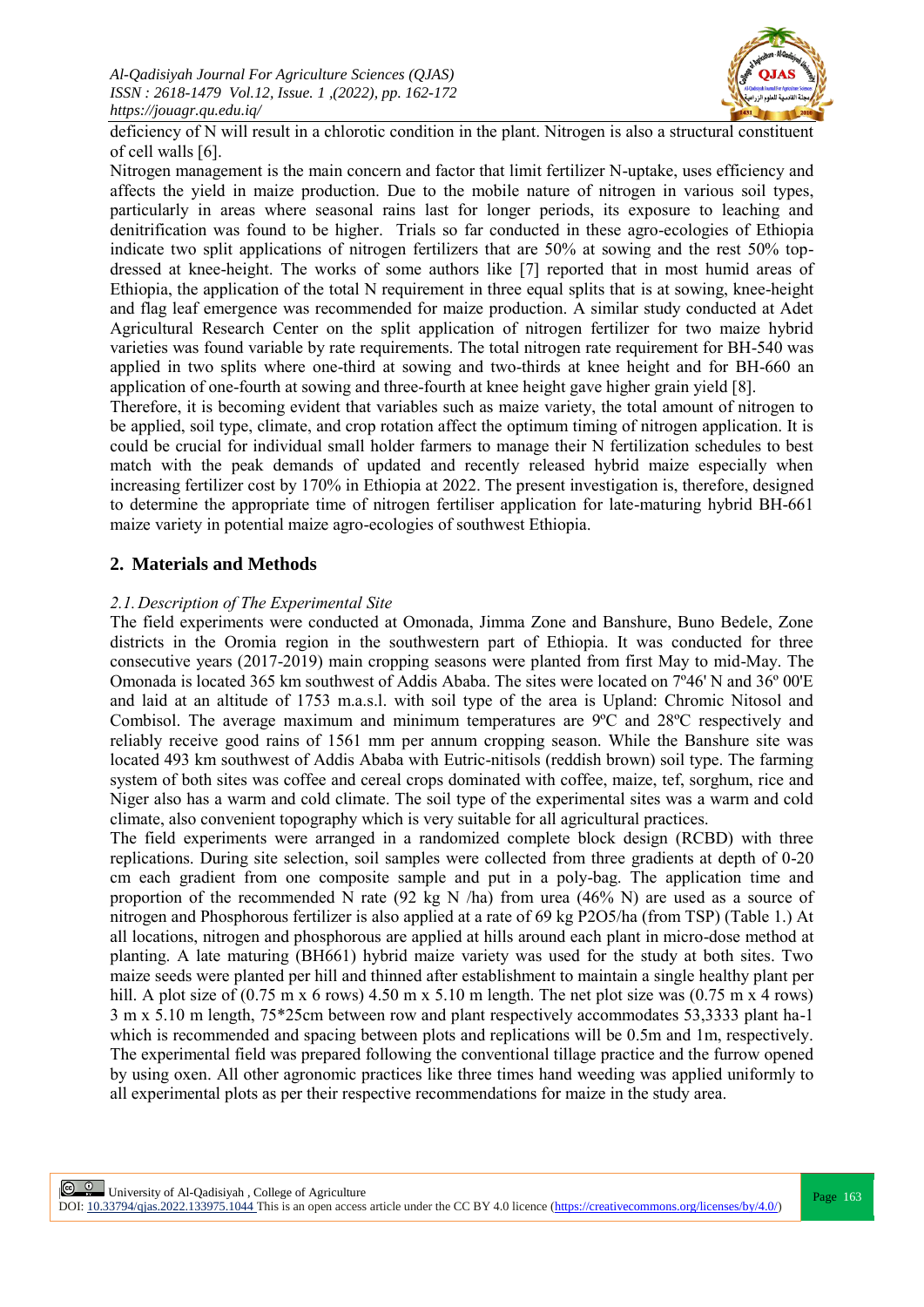deficiency of N will result in a chlorotic condition in the plant. Nitrogen is also a structural constituent of cell walls [6].

Nitrogen management is the main concern and factor that limit fertilizer N-uptake, uses efficiency and affects the yield in maize production. Due to the mobile nature of nitrogen in various soil types, particularly in areas where seasonal rains last for longer periods, its exposure to leaching and denitrification was found to be higher. Trials so far conducted in these agro-ecologies of Ethiopia indicate two split applications of nitrogen fertilizers that are 50% at sowing and the rest 50% top-dressed at knee-height. The works of some authors like [7] reported that in most humid areas of Ethiopia, the application of the total N requirement in three equal splits that is at sowing, knee-height and flag leaf emergence was recommended for maize production. A similar study conducted at Adet Agricultural Research Center on the split application of nitrogen fertilizer for two maize hybrid varieties was found variable by rate requirements. The total nitrogen rate requirement for BH-540 was applied in two splits where one-third at sowing and two-thirds at knee height and for BH-660 an application of one-fourth at sowing and three-fourth at knee height gave higher grain yield [8].

Therefore, it is becoming evident that variables such as maize variety, the total amount of nitrogen to be applied, soil type, climate, and crop rotation affect the optimum timing of nitrogen application. It is could be crucial for individual small holder farmers to manage their N fertilization schedules to best match with the peak demands of updated and recently released hybrid maize especially when increasing fertilizer cost by 170% in Ethiopia at 2022. The present investigation is, therefore, designed to determine the appropriate time of nitrogen fertiliser application for late-maturing hybrid BH-661 maize variety in potential maize agro-ecologies of southwest Ethiopia.

## 2. Materials and Methods

### *2.1. Description of The Experimental Site*

The field experiments were conducted at Omonada, Jimma Zone and Banshure, Buno Bedele, Zone districts in the Oromia region in the southwestern part of Ethiopia. It was conducted for three consecutive years (2017-2019) main cropping seasons were planted from first May to mid-May. The Omonada is located 365 km southwest of Addis Ababa. The sites were located on 7º46' N and 36º 00'E and laid at an altitude of 1753 m.a.s.l. with soil type of the area is Upland: Chromic Nitosol and Combisol. The average maximum and minimum temperatures are 9ºC and 28ºC respectively and reliably receive good rains of 1561 mm per annum cropping season. While the Banshure site was located 493 km southwest of Addis Ababa with Eutric-nitisols (reddish brown) soil type. The farming system of both sites was coffee and cereal crops dominated with coffee, maize, tef, sorghum, rice and Niger also has a warm and cold climate. The soil type of the experimental sites was a warm and cold climate, also convenient topography which is very suitable for all agricultural practices.

The field experiments were arranged in a randomized complete block design (RCBD) with three replications. During site selection, soil samples were collected from three gradients at depth of 0-20 cm each gradient from one composite sample and put in a poly-bag. The application time and proportion of the recommended N rate (92 kg N /ha) from urea (46% N) are used as a source of nitrogen and Phosphorous fertilizer is also applied at a rate of 69 kg $P_2O_5$/ha (from TSP) (Table 1.) At all locations, nitrogen and phosphorous are applied at hills around each plant in micro-dose method at planting. A late maturing (BH661) hybrid maize variety was used for the study at both sites. Two maize seeds were planted per hill and thinned after establishment to maintain a single healthy plant per hill. A plot size of (0.75 m x 6 rows) 4.50 m x 5.10 m length. The net plot size was (0.75 m x 4 rows) 3 m x 5.10 m length, 75*25cm between row and plant respectively accommodates 53,3333 plant $ha^{-1}$ which is recommended and spacing between plots and replications will be 0.5m and 1m, respectively. The experimental field was prepared following the conventional tillage practice and the furrow opened by using oxen. All other agronomic practices like three times hand weeding was applied uniformly to all experimental plots as per their respective recommendations for maize in the study area.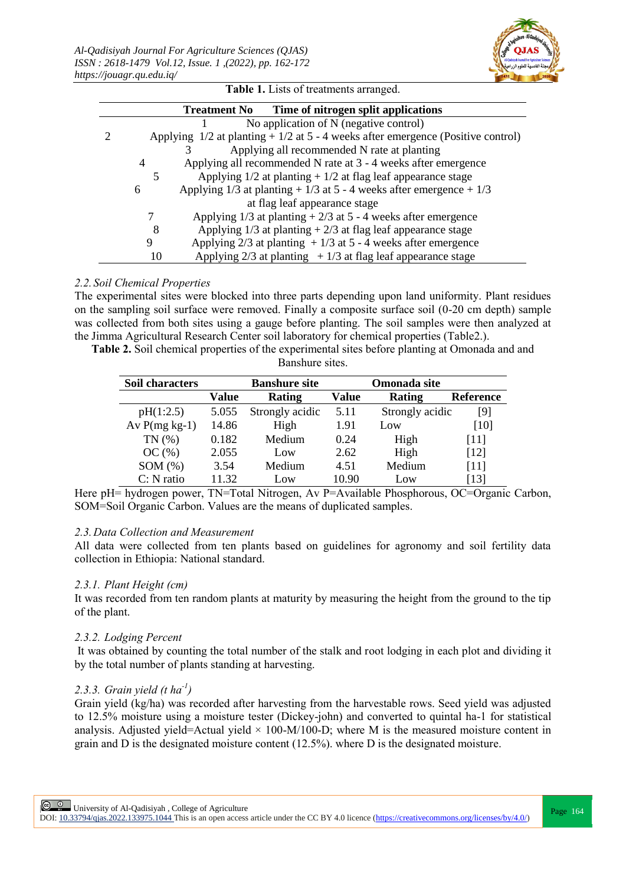**Table 1.** Lists of treatments arranged.

| Treatment No | Time of nitrogen split applications |
|---|---|
| 1 | No application of N (negative control) |
| 2 | Applying 1/2 at planting + 1/2 at 5 - 4 weeks after emergence (Positive control) |
| 3 | Applying all recommended N rate at planting |
| 4 | Applying all recommended N rate at 3 - 4 weeks after emergence |
| 5 | Applying 1/2 at planting + 1/2 at flag leaf appearance stage |
| 6 | Applying 1/3 at planting + 1/3 at 5 - 4 weeks after emergence + 1/3 at flag leaf appearance stage |
| 7 | Applying 1/3 at planting + 2/3 at 5 - 4 weeks after emergence |
| 8 | Applying 1/3 at planting + 2/3 at flag leaf appearance stage |
| 9 | Applying 2/3 at planting + 1/3 at 5 - 4 weeks after emergence |
| 10 | Applying 2/3 at planting + 1/3 at flag leaf appearance stage |

### *2.2. Soil Chemical Properties*

The experimental sites were blocked into three parts depending upon land uniformity. Plant residues on the sampling soil surface were removed. Finally a composite surface soil (0-20 cm depth) sample was collected from both sites using a gauge before planting. The soil samples were then analyzed at the Jimma Agricultural Research Center soil laboratory for chemical properties (Table2.).

**Table 2.** Soil chemical properties of the experimental sites before planting at Omonada and and Banshure sites.

| Soil characters | Banshure site | | Omonada site | | |
|---|---|---|---|---|---|
| | Value | Rating | Value | Rating | Reference |
| pH(1:2.5) | 5.055 | Strongly acidic | 5.11 | Strongly acidic | [9] |
| Av P(mg kg-1) | 14.86 | High | 1.91 | Low | [10] |
| TN (%) | 0.182 | Medium | 0.24 | High | [11] |
| OC (%) | 2.055 | Low | 2.62 | High | [12] |
| SOM (%) | 3.54 | Medium | 4.51 | Medium | [11] |
| C: N ratio | 11.32 | Low | 10.90 | Low | [13] |

Here pH= hydrogen power, TN=Total Nitrogen, Av P=Available Phosphorous, OC=Organic Carbon, SOM=Soil Organic Carbon. Values are the means of duplicated samples.

### *2.3. Data Collection and Measurement*

All data were collected from ten plants based on guidelines for agronomy and soil fertility data collection in Ethiopia: National standard.

#### *2.3.1. Plant Height (cm)*

It was recorded from ten random plants at maturity by measuring the height from the ground to the tip of the plant.

#### *2.3.2. Lodging Percent*

It was obtained by counting the total number of the stalk and root lodging in each plot and dividing it by the total number of plants standing at harvesting.

#### *2.3.3. Grain yield (t ha$^{-1}$)*

Grain yield (kg/ha) was recorded after harvesting from the harvestable rows. Seed yield was adjusted to 12.5% moisture using a moisture tester (Dickey-john) and converted to quintal ha-1 for statistical analysis. Adjusted yield=Actual yield × 100-M/100-D; where M is the measured moisture content in grain and D is the designated moisture content (12.5%). where D is the designated moisture.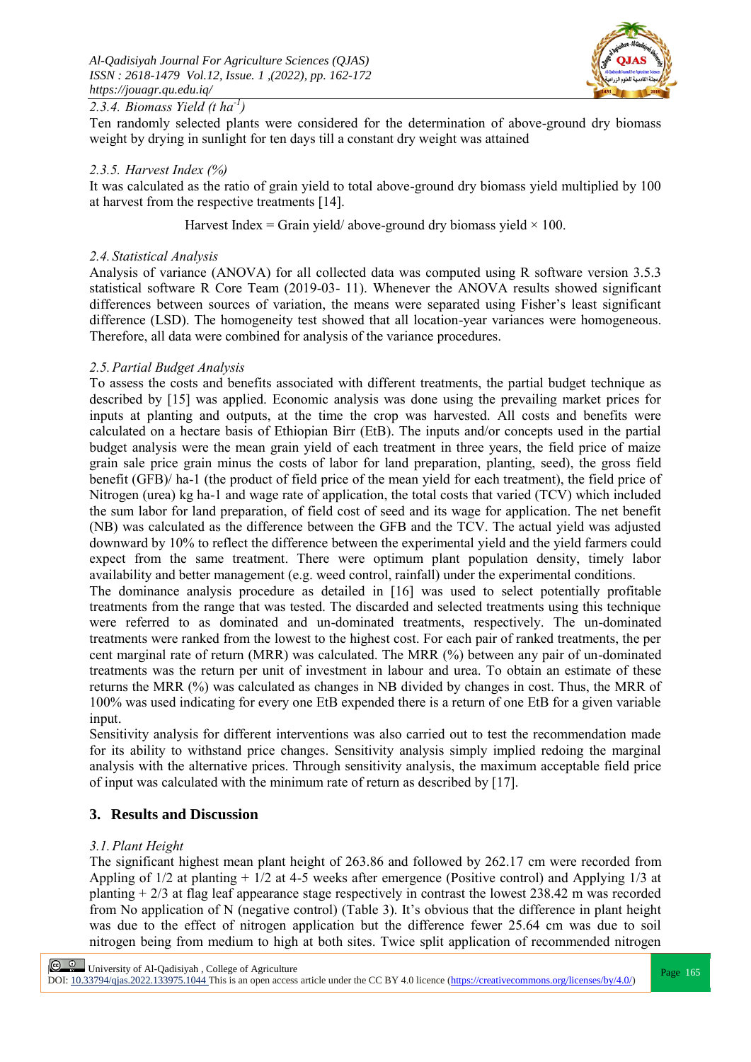### 2.3.4. Biomass Yield (t ha$^{-1}$)

Ten randomly selected plants were considered for the determination of above-ground dry biomass weight by drying in sunlight for ten days till a constant dry weight was attained

### 2.3.5. Harvest Index (%)

It was calculated as the ratio of grain yield to total above-ground dry biomass yield multiplied by 100 at harvest from the respective treatments [14].

$$\text{Harvest Index} = \text{Grain yield/ above-ground dry biomass yield} \times 100.$$

## 2.4. Statistical Analysis

Analysis of variance (ANOVA) for all collected data was computed using R software version 3.5.3 statistical software R Core Team (2019-03- 11). Whenever the ANOVA results showed significant differences between sources of variation, the means were separated using Fisher's least significant difference (LSD). The homogeneity test showed that all location-year variances were homogeneous. Therefore, all data were combined for analysis of the variance procedures.

## 2.5. Partial Budget Analysis

To assess the costs and benefits associated with different treatments, the partial budget technique as described by [15] was applied. Economic analysis was done using the prevailing market prices for inputs at planting and outputs, at the time the crop was harvested. All costs and benefits were calculated on a hectare basis of Ethiopian Birr (EtB). The inputs and/or concepts used in the partial budget analysis were the mean grain yield of each treatment in three years, the field price of maize grain sale price grain minus the costs of labor for land preparation, planting, seed), the gross field benefit (GFB)/ ha-1 (the product of field price of the mean yield for each treatment), the field price of Nitrogen (urea) kg ha-1 and wage rate of application, the total costs that varied (TCV) which included the sum labor for land preparation, of field cost of seed and its wage for application. The net benefit (NB) was calculated as the difference between the GFB and the TCV. The actual yield was adjusted downward by 10% to reflect the difference between the experimental yield and the yield farmers could expect from the same treatment. There were optimum plant population density, timely labor availability and better management (e.g. weed control, rainfall) under the experimental conditions.

The dominance analysis procedure as detailed in [16] was used to select potentially profitable treatments from the range that was tested. The discarded and selected treatments using this technique were referred to as dominated and un-dominated treatments, respectively. The un-dominated treatments were ranked from the lowest to the highest cost. For each pair of ranked treatments, the per cent marginal rate of return (MRR) was calculated. The MRR (%) between any pair of un-dominated treatments was the return per unit of investment in labour and urea. To obtain an estimate of these returns the MRR (%) was calculated as changes in NB divided by changes in cost. Thus, the MRR of 100% was used indicating for every one EtB expended there is a return of one EtB for a given variable input.

Sensitivity analysis for different interventions was also carried out to test the recommendation made for its ability to withstand price changes. Sensitivity analysis simply implied redoing the marginal analysis with the alternative prices. Through sensitivity analysis, the maximum acceptable field price of input was calculated with the minimum rate of return as described by [17].

# 3. Results and Discussion

## 3.1. Plant Height

The significant highest mean plant height of 263.86 and followed by 262.17 cm were recorded from Appling of 1/2 at planting + 1/2 at 4-5 weeks after emergence (Positive control) and Applying 1/3 at planting + 2/3 at flag leaf appearance stage respectively in contrast the lowest 238.42 m was recorded from No application of N (negative control) (Table 3). It's obvious that the difference in plant height was due to the effect of nitrogen application but the difference fewer 25.64 cm was due to soil nitrogen being from medium to high at both sites. Twice split application of recommended nitrogen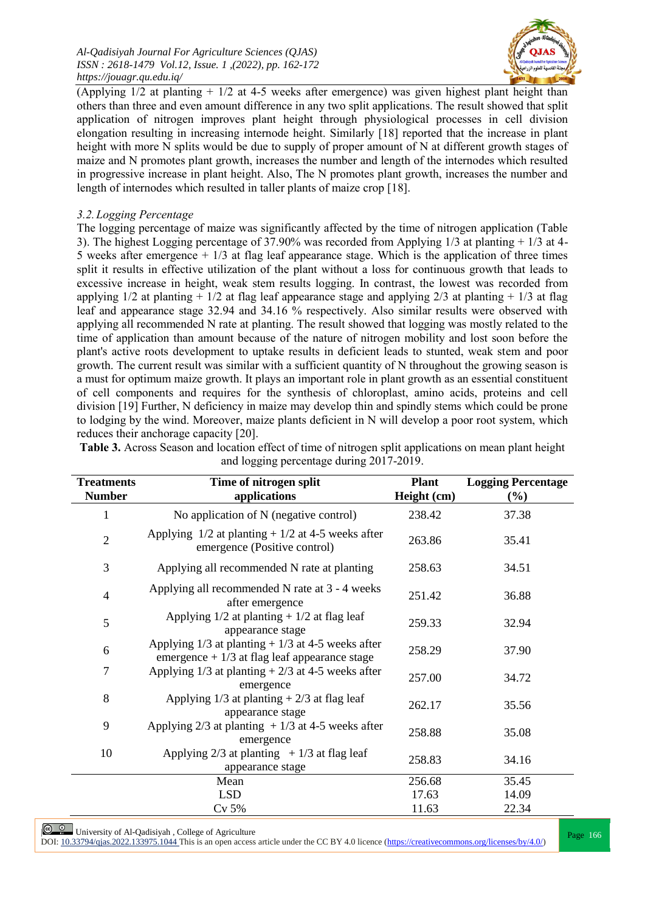(Applying 1/2 at planting + 1/2 at 4-5 weeks after emergence) was given highest plant height than others than three and even amount difference in any two split applications. The result showed that split application of nitrogen improves plant height through physiological processes in cell division elongation resulting in increasing internode height. Similarly [18] reported that the increase in plant height with more N splits would be due to supply of proper amount of N at different growth stages of maize and N promotes plant growth, increases the number and length of the internodes which resulted in progressive increase in plant height. Also, The N promotes plant growth, increases the number and length of internodes which resulted in taller plants of maize crop [18].

### *3.2. Logging Percentage*

The logging percentage of maize was significantly affected by the time of nitrogen application (Table 3). The highest Logging percentage of 37.90% was recorded from Applying 1/3 at planting + 1/3 at 4-5 weeks after emergence + 1/3 at flag leaf appearance stage. Which is the application of three times split it results in effective utilization of the plant without a loss for continuous growth that leads to excessive increase in height, weak stem results logging. In contrast, the lowest was recorded from applying 1/2 at planting + 1/2 at flag leaf appearance stage and applying 2/3 at planting + 1/3 at flag leaf and appearance stage 32.94 and 34.16 % respectively. Also similar results were observed with applying all recommended N rate at planting. The result showed that logging was mostly related to the time of application than amount because of the nature of nitrogen mobility and lost soon before the plant's active roots development to uptake results in deficient leads to stunted, weak stem and poor growth. The current result was similar with a sufficient quantity of N throughout the growing season is a must for optimum maize growth. It plays an important role in plant growth as an essential constituent of cell components and requires for the synthesis of chloroplast, amino acids, proteins and cell division [19] Further, N deficiency in maize may develop thin and spindly stems which could be prone to lodging by the wind. Moreover, maize plants deficient in N will develop a poor root system, which reduces their anchorage capacity [20].

**Table 3.** Across Season and location effect of time of nitrogen split applications on mean plant height and logging percentage during 2017-2019.

| Treatments Number | Time of nitrogen split applications | Plant Height (cm) | Logging Percentage (%) |
|---|---|---|---|
| 1 | No application of N (negative control) | 238.42 | 37.38 |
| 2 | Applying 1/2 at planting + 1/2 at 4-5 weeks after emergence (Positive control) | 263.86 | 35.41 |
| 3 | Applying all recommended N rate at planting | 258.63 | 34.51 |
| 4 | Applying all recommended N rate at 3 - 4 weeks after emergence | 251.42 | 36.88 |
| 5 | Applying 1/2 at planting + 1/2 at flag leaf appearance stage | 259.33 | 32.94 |
| 6 | Applying 1/3 at planting + 1/3 at 4-5 weeks after emergence + 1/3 at flag leaf appearance stage | 258.29 | 37.90 |
| 7 | Applying 1/3 at planting + 2/3 at 4-5 weeks after emergence | 257.00 | 34.72 |
| 8 | Applying 1/3 at planting + 2/3 at flag leaf appearance stage | 262.17 | 35.56 |
| 9 | Applying 2/3 at planting + 1/3 at 4-5 weeks after emergence | 258.88 | 35.08 |
| 10 | Applying 2/3 at planting + 1/3 at flag leaf appearance stage | 258.83 | 34.16 |
| | Mean | 256.68 | 35.45 |
| | LSD | 17.63 | 14.09 |
| | Cv 5% | 11.63 | 22.34 |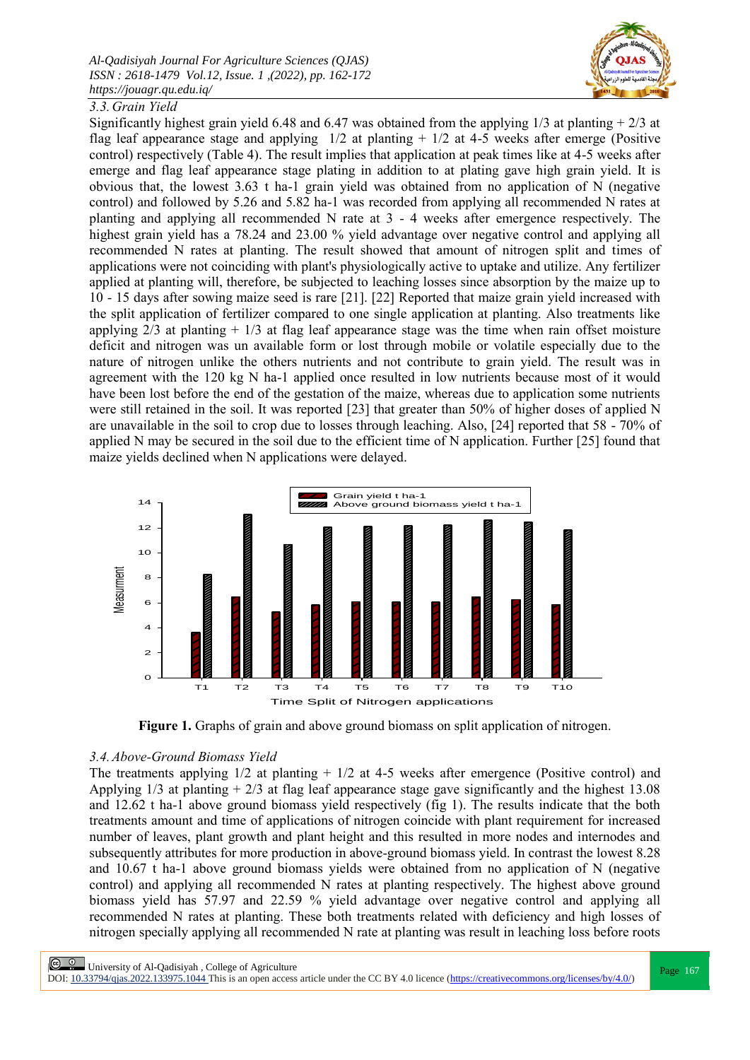### 3.3. Grain Yield

Significantly highest grain yield 6.48 and 6.47 was obtained from the applying 1/3 at planting + 2/3 at flag leaf appearance stage and applying 1/2 at planting + 1/2 at 4-5 weeks after emerge (Positive control) respectively (Table 4). The result implies that application at peak times like at 4-5 weeks after emerge and flag leaf appearance stage plating in addition to at plating gave high grain yield. It is obvious that, the lowest 3.63 t ha-1 grain yield was obtained from no application of N (negative control) and followed by 5.26 and 5.82 ha-1 was recorded from applying all recommended N rates at planting and applying all recommended N rate at 3 - 4 weeks after emergence respectively. The highest grain yield has a 78.24 and 23.00 % yield advantage over negative control and applying all recommended N rates at planting. The result showed that amount of nitrogen split and times of applications were not coinciding with plant's physiologically active to uptake and utilize. Any fertilizer applied at planting will, therefore, be subjected to leaching losses since absorption by the maize up to 10 - 15 days after sowing maize seed is rare [21]. [22] Reported that maize grain yield increased with the split application of fertilizer compared to one single application at planting. Also treatments like applying 2/3 at planting + 1/3 at flag leaf appearance stage was the time when rain offset moisture deficit and nitrogen was un available form or lost through mobile or volatile especially due to the nature of nitrogen unlike the others nutrients and not contribute to grain yield. The result was in agreement with the 120 kg N ha-1 applied once resulted in low nutrients because most of it would have been lost before the end of the gestation of the maize, whereas due to application some nutrients were still retained in the soil. It was reported [23] that greater than 50% of higher doses of applied N are unavailable in the soil to crop due to losses through leaching. Also, [24] reported that 58 - 70% of applied N may be secured in the soil due to the efficient time of N application. Further [25] found that maize yields declined when N applications were delayed.

**Figure 1.** Graphs of grain and above ground biomass on split application of nitrogen.

### 3.4. Above-Ground Biomass Yield

The treatments applying 1/2 at planting + 1/2 at 4-5 weeks after emergence (Positive control) and Applying 1/3 at planting + 2/3 at flag leaf appearance stage gave significantly and the highest 13.08 and 12.62 t ha-1 above ground biomass yield respectively (fig 1). The results indicate that the both treatments amount and time of applications of nitrogen coincide with plant requirement for increased number of leaves, plant growth and plant height and this resulted in more nodes and internodes and subsequently attributes for more production in above-ground biomass yield. In contrast the lowest 8.28 and 10.67 t ha-1 above ground biomass yields were obtained from no application of N (negative control) and applying all recommended N rates at planting respectively. The highest above ground biomass yield has 57.97 and 22.59 % yield advantage over negative control and applying all recommended N rates at planting. These both treatments related with deficiency and high losses of nitrogen specially applying all recommended N rate at planting was result in leaching loss before roots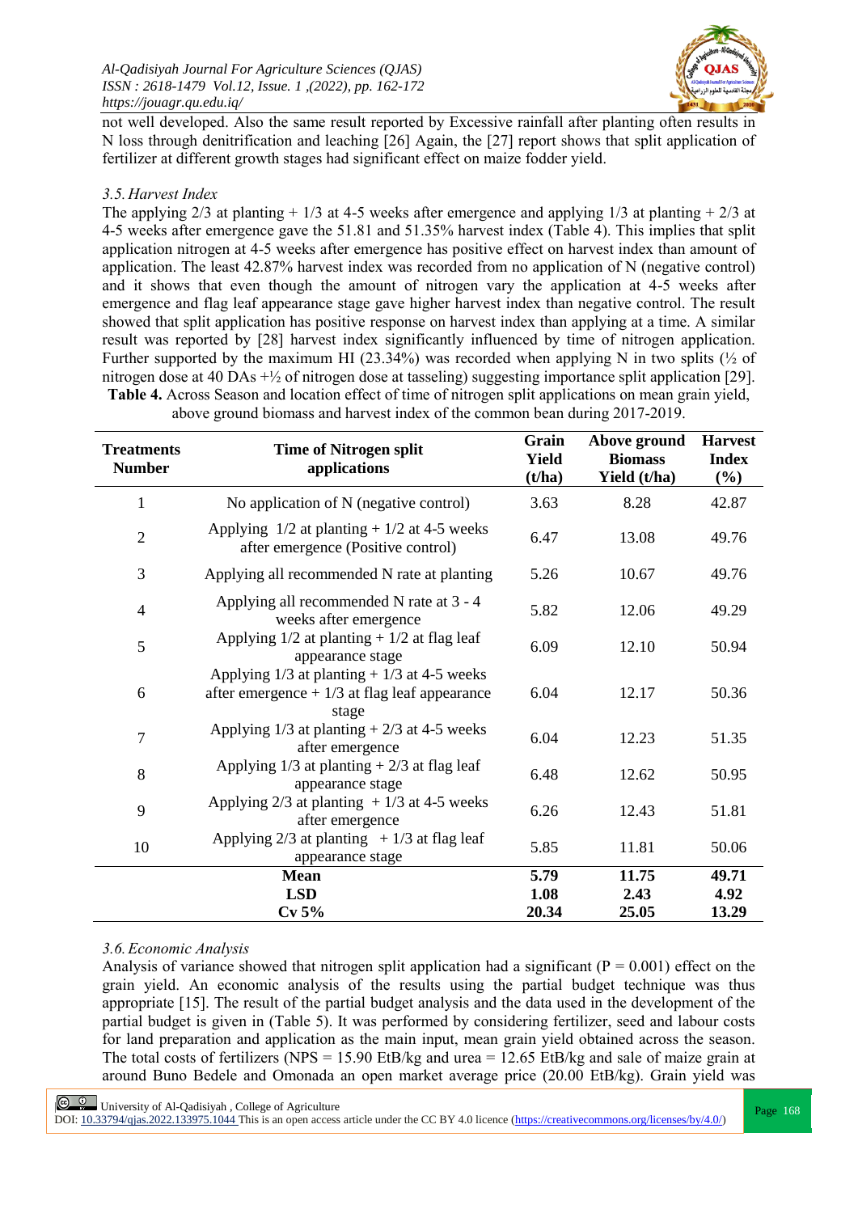not well developed. Also the same result reported by Excessive rainfall after planting often results in N loss through denitrification and leaching [26] Again, the [27] report shows that split application of fertilizer at different growth stages had significant effect on maize fodder yield.

*3.5. Harvest Index*

The applying 2/3 at planting + 1/3 at 4-5 weeks after emergence and applying 1/3 at planting + 2/3 at 4-5 weeks after emergence gave the 51.81 and 51.35% harvest index (Table 4). This implies that split application nitrogen at 4-5 weeks after emergence has positive effect on harvest index than amount of application. The least 42.87% harvest index was recorded from no application of N (negative control) and it shows that even though the amount of nitrogen vary the application at 4-5 weeks after emergence and flag leaf appearance stage gave higher harvest index than negative control. The result showed that split application has positive response on harvest index than applying at a time. A similar result was reported by [28] harvest index significantly influenced by time of nitrogen application. Further supported by the maximum HI (23.34%) was recorded when applying N in two splits (½ of nitrogen dose at 40 DAs +½ of nitrogen dose at tasseling) suggesting importance split application [29].

**Table 4.** Across Season and location effect of time of nitrogen split applications on mean grain yield, above ground biomass and harvest index of the common bean during 2017-2019.

| Treatments Number | Time of Nitrogen split applications | Grain Yield (t/ha) | Above ground Biomass Yield (t/ha) | Harvest Index (%) |
|---|---|---|---|---|
| 1 | No application of N (negative control) | 3.63 | 8.28 | 42.87 |
| 2 | Applying 1/2 at planting + 1/2 at 4-5 weeks after emergence (Positive control) | 6.47 | 13.08 | 49.76 |
| 3 | Applying all recommended N rate at planting | 5.26 | 10.67 | 49.76 |
| 4 | Applying all recommended N rate at 3 - 4 weeks after emergence | 5.82 | 12.06 | 49.29 |
| 5 | Applying 1/2 at planting + 1/2 at flag leaf appearance stage | 6.09 | 12.10 | 50.94 |
| 6 | Applying 1/3 at planting + 1/3 at 4-5 weeks after emergence + 1/3 at flag leaf appearance stage | 6.04 | 12.17 | 50.36 |
| 7 | Applying 1/3 at planting + 2/3 at 4-5 weeks after emergence | 6.04 | 12.23 | 51.35 |
| 8 | Applying 1/3 at planting + 2/3 at flag leaf appearance stage | 6.48 | 12.62 | 50.95 |
| 9 | Applying 2/3 at planting + 1/3 at 4-5 weeks after emergence | 6.26 | 12.43 | 51.81 |
| 10 | Applying 2/3 at planting + 1/3 at flag leaf appearance stage | 5.85 | 11.81 | 50.06 |
| | **Mean** | **5.79** | **11.75** | **49.71** |
| | **LSD** | **1.08** | **2.43** | **4.92** |
| | **Cv 5%** | **20.34** | **25.05** | **13.29** |

*3.6. Economic Analysis*

Analysis of variance showed that nitrogen split application had a significant (P = 0.001) effect on the grain yield. An economic analysis of the results using the partial budget technique was thus appropriate [15]. The result of the partial budget analysis and the data used in the development of the partial budget is given in (Table 5). It was performed by considering fertilizer, seed and labour costs for land preparation and application as the main input, mean grain yield obtained across the season. The total costs of fertilizers (NPS = 15.90 EtB/kg and urea = 12.65 EtB/kg and sale of maize grain at around Buno Bedele and Omonada an open market average price (20.00 EtB/kg). Grain yield was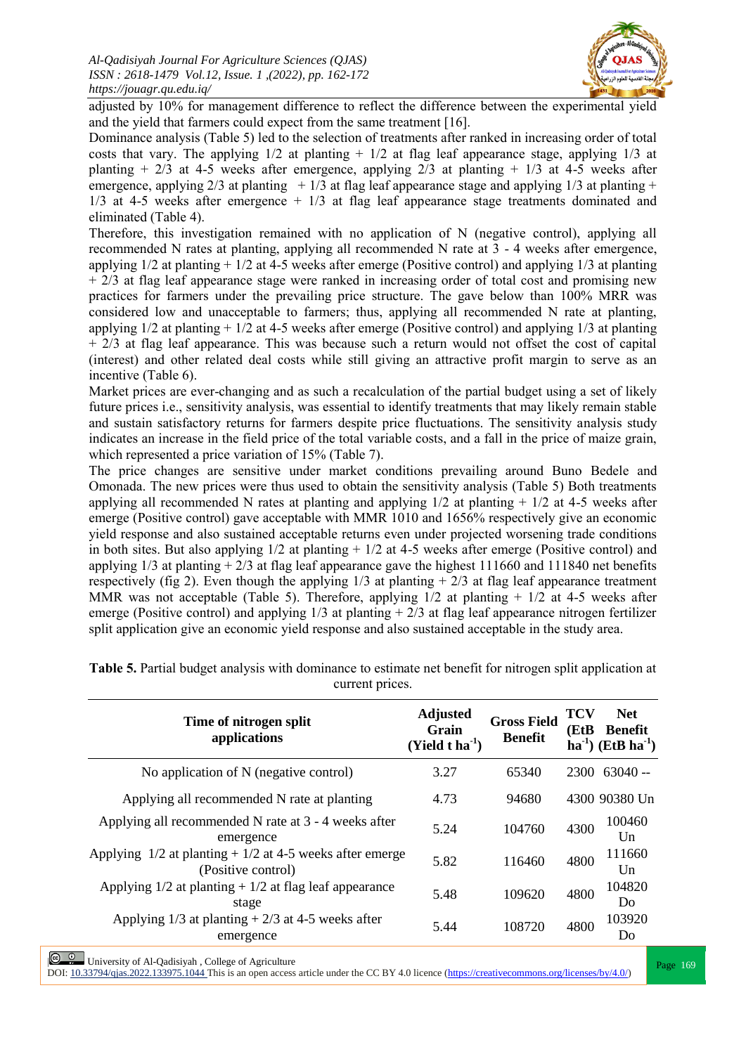adjusted by 10% for management difference to reflect the difference between the experimental yield and the yield that farmers could expect from the same treatment [16].

Dominance analysis (Table 5) led to the selection of treatments after ranked in increasing order of total costs that vary. The applying 1/2 at planting + 1/2 at flag leaf appearance stage, applying 1/3 at planting + 2/3 at 4-5 weeks after emergence, applying 2/3 at planting + 1/3 at 4-5 weeks after emergence, applying 2/3 at planting + 1/3 at flag leaf appearance stage and applying 1/3 at planting + 1/3 at 4-5 weeks after emergence + 1/3 at flag leaf appearance stage treatments dominated and eliminated (Table 4).

Therefore, this investigation remained with no application of N (negative control), applying all recommended N rates at planting, applying all recommended N rate at 3 - 4 weeks after emergence, applying 1/2 at planting + 1/2 at 4-5 weeks after emerge (Positive control) and applying 1/3 at planting + 2/3 at flag leaf appearance stage were ranked in increasing order of total cost and promising new practices for farmers under the prevailing price structure. The gave below than 100% MRR was considered low and unacceptable to farmers; thus, applying all recommended N rate at planting, applying 1/2 at planting + 1/2 at 4-5 weeks after emerge (Positive control) and applying 1/3 at planting + 2/3 at flag leaf appearance. This was because such a return would not offset the cost of capital (interest) and other related deal costs while still giving an attractive profit margin to serve as an incentive (Table 6).

Market prices are ever-changing and as such a recalculation of the partial budget using a set of likely future prices i.e., sensitivity analysis, was essential to identify treatments that may likely remain stable and sustain satisfactory returns for farmers despite price fluctuations. The sensitivity analysis study indicates an increase in the field price of the total variable costs, and a fall in the price of maize grain, which represented a price variation of 15% (Table 7).

The price changes are sensitive under market conditions prevailing around Buno Bedele and Omonada. The new prices were thus used to obtain the sensitivity analysis (Table 5) Both treatments applying all recommended N rates at planting and applying 1/2 at planting + 1/2 at 4-5 weeks after emerge (Positive control) gave acceptable with MMR 1010 and 1656% respectively give an economic yield response and also sustained acceptable returns even under projected worsening trade conditions in both sites. But also applying 1/2 at planting + 1/2 at 4-5 weeks after emerge (Positive control) and applying 1/3 at planting + 2/3 at flag leaf appearance gave the highest 111660 and 111840 net benefits respectively (fig 2). Even though the applying 1/3 at planting + 2/3 at flag leaf appearance treatment MMR was not acceptable (Table 5). Therefore, applying 1/2 at planting + 1/2 at 4-5 weeks after emerge (Positive control) and applying 1/3 at planting + 2/3 at flag leaf appearance nitrogen fertilizer split application give an economic yield response and also sustained acceptable in the study area.

**Table 5.** Partial budget analysis with dominance to estimate net benefit for nitrogen split application at current prices.

| Time of nitrogen split applications | Adjusted Grain (Yield t $ha^{-1}$) | Gross Field Benefit | TCV (EtB $ha^{-1}$) | Net Benefit (EtB $ha^{-1}$) |
|---|---|---|---|---|
| No application of N (negative control) | 3.27 | 65340 | 2300 | 63040 -- |
| Applying all recommended N rate at planting | 4.73 | 94680 | 4300 | 90380 Un |
| Applying all recommended N rate at 3 - 4 weeks after emergence | 5.24 | 104760 | 4300 | 100460 Un |
| Applying 1/2 at planting + 1/2 at 4-5 weeks after emerge (Positive control) | 5.82 | 116460 | 4800 | 111660 Un |
| Applying 1/2 at planting + 1/2 at flag leaf appearance stage | 5.48 | 109620 | 4800 | 104820 Do |
| Applying 1/3 at planting + 2/3 at 4-5 weeks after emergence | 5.44 | 108720 | 4800 | 103920 Do |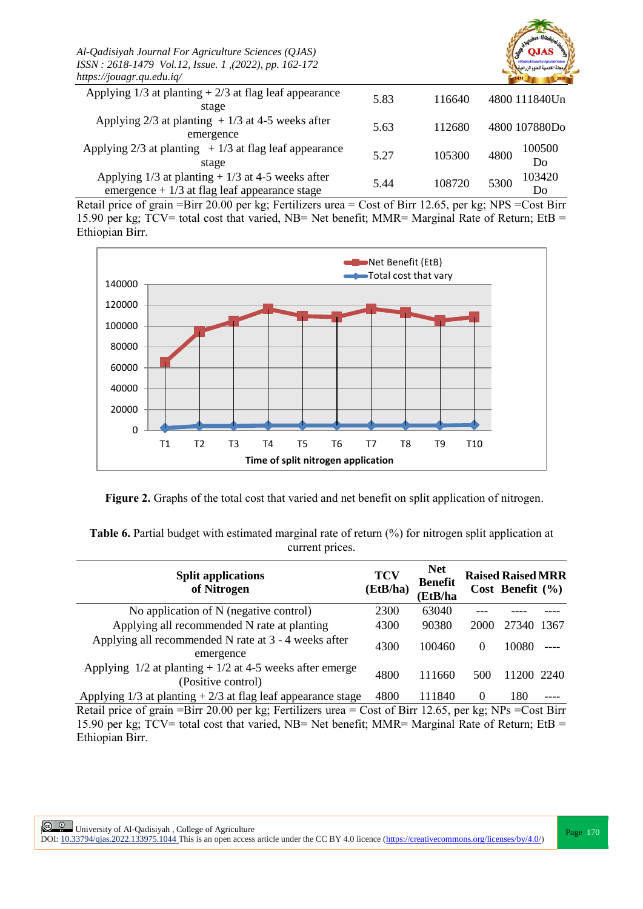| | | | | |
|---|---|---|---|---|
| Applying 1/3 at planting + 2/3 at flag leaf appearance stage | 5.83 | 116640 | 4800 | 111840Un |
| Applying 2/3 at planting + 1/3 at 4-5 weeks after emergence | 5.63 | 112680 | 4800 | 107880Do |
| Applying 2/3 at planting + 1/3 at flag leaf appearance stage | 5.27 | 105300 | 4800 | 100500 Do |
| Applying 1/3 at planting + 1/3 at 4-5 weeks after emergence + 1/3 at flag leaf appearance stage | 5.44 | 108720 | 5300 | 103420 Do |

Retail price of grain =Birr 20.00 per kg; Fertilizers urea = Cost of Birr 12.65, per kg; NPS =Cost Birr 15.90 per kg; TCV= total cost that varied, NB= Net benefit; MMR= Marginal Rate of Return; EtB = Ethiopian Birr.

**Figure 2.** Graphs of the total cost that varied and net benefit on split application of nitrogen.

**Table 6.** Partial budget with estimated marginal rate of return (%) for nitrogen split application at current prices.

| Split applications of Nitrogen | TCV (EtB/ha) | Net Benefit (EtB/ha | Raised Cost | Raised Benefit | MRR (%) |
|---|---|---|---|---|---|
| No application of N (negative control) | 2300 | 63040 | --- | ---- | ---- |
| Applying all recommended N rate at planting | 4300 | 90380 | 2000 | 27340 | 1367 |
| Applying all recommended N rate at 3 - 4 weeks after emergence | 4300 | 100460 | 0 | 10080 | ---- |
| Applying 1/2 at planting + 1/2 at 4-5 weeks after emerge (Positive control) | 4800 | 111660 | 500 | 11200 | 2240 |
| Applying 1/3 at planting + 2/3 at flag leaf appearance stage | 4800 | 111840 | 0 | 180 | ---- |

Retail price of grain =Birr 20.00 per kg; Fertilizers urea = Cost of Birr 12.65, per kg; NPs =Cost Birr 15.90 per kg; TCV= total cost that varied, NB= Net benefit; MMR= Marginal Rate of Return; EtB = Ethiopian Birr.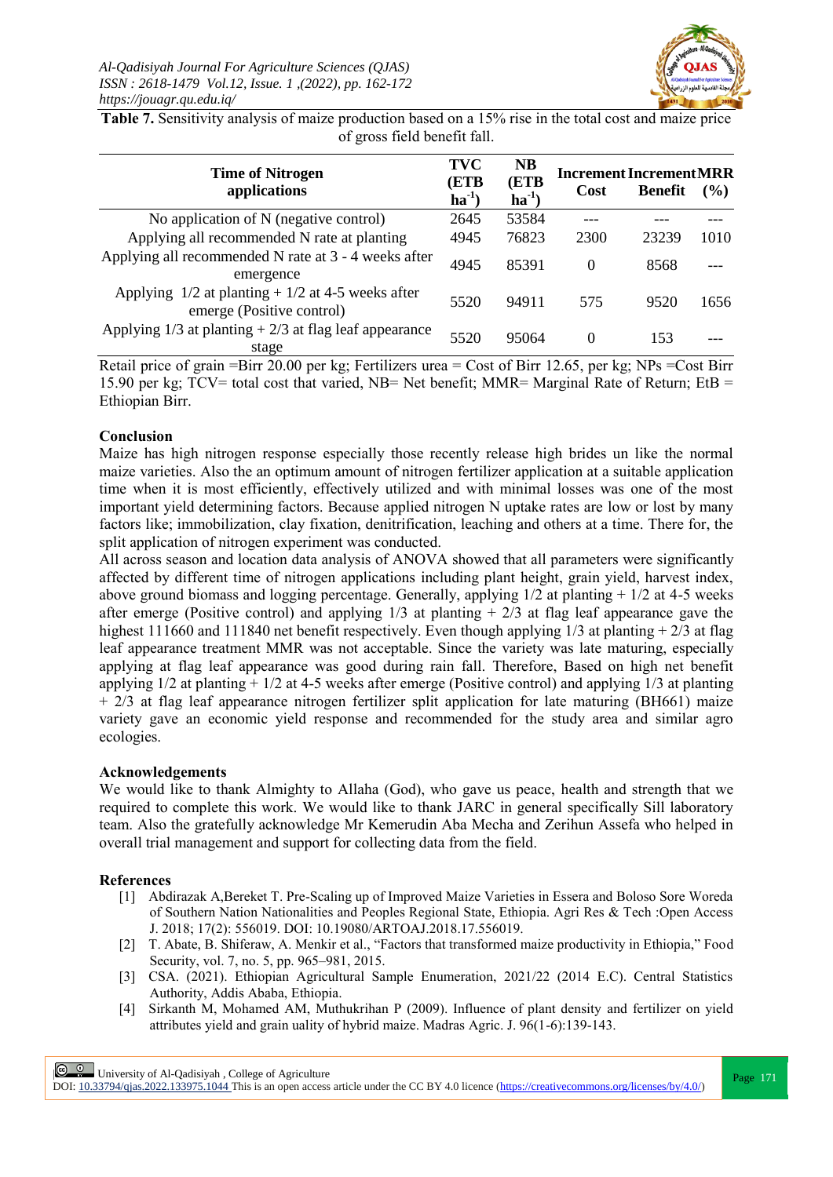**Table 7.** Sensitivity analysis of maize production based on a 15% rise in the total cost and maize price of gross field benefit fall.

| Time of Nitrogen applications | TVC (ETB $ha^{-1}$) | NB (ETB $ha^{-1}$) | Increment Cost | Increment Benefit | MRR (%) |
|---|---|---|---|---|---|
| No application of N (negative control) | 2645 | 53584 | --- | --- | --- |
| Applying all recommended N rate at planting | 4945 | 76823 | 2300 | 23239 | 1010 |
| Applying all recommended N rate at 3 - 4 weeks after emergence | 4945 | 85391 | 0 | 8568 | --- |
| Applying 1/2 at planting + 1/2 at 4-5 weeks after emerge (Positive control) | 5520 | 94911 | 575 | 9520 | 1656 |
| Applying 1/3 at planting + 2/3 at flag leaf appearance stage | 5520 | 95064 | 0 | 153 | --- |

Retail price of grain =Birr 20.00 per kg; Fertilizers urea = Cost of Birr 12.65, per kg; NPs =Cost Birr 15.90 per kg; TCV= total cost that varied, NB= Net benefit; MMR= Marginal Rate of Return; EtB = Ethiopian Birr.

## Conclusion

Maize has high nitrogen response especially those recently release high brides un like the normal maize varieties. Also the an optimum amount of nitrogen fertilizer application at a suitable application time when it is most efficiently, effectively utilized and with minimal losses was one of the most important yield determining factors. Because applied nitrogen N uptake rates are low or lost by many factors like; immobilization, clay fixation, denitrification, leaching and others at a time. There for, the split application of nitrogen experiment was conducted.

All across season and location data analysis of ANOVA showed that all parameters were significantly affected by different time of nitrogen applications including plant height, grain yield, harvest index, above ground biomass and logging percentage. Generally, applying 1/2 at planting + 1/2 at 4-5 weeks after emerge (Positive control) and applying 1/3 at planting + 2/3 at flag leaf appearance gave the highest 111660 and 111840 net benefit respectively. Even though applying 1/3 at planting + 2/3 at flag leaf appearance treatment MMR was not acceptable. Since the variety was late maturing, especially applying at flag leaf appearance was good during rain fall. Therefore, Based on high net benefit applying 1/2 at planting + 1/2 at 4-5 weeks after emerge (Positive control) and applying 1/3 at planting + 2/3 at flag leaf appearance nitrogen fertilizer split application for late maturing (BH661) maize variety gave an economic yield response and recommended for the study area and similar agro ecologies.

## Acknowledgements

We would like to thank Almighty to Allaha (God), who gave us peace, health and strength that we required to complete this work. We would like to thank JARC in general specifically Sill laboratory team. Also the gratefully acknowledge Mr Kemerudin Aba Mecha and Zerihun Assefa who helped in overall trial management and support for collecting data from the field.

## References

[1] Abdirazak A,Bereket T. Pre-Scaling up of Improved Maize Varieties in Essera and Boloso Sore Woreda of Southern Nation Nationalities and Peoples Regional State, Ethiopia. Agri Res & Tech :Open Access J. 2018; 17(2): 556019. DOI: 10.19080/ARTOAJ.2018.17.556019.

[2] T. Abate, B. Shiferaw, A. Menkir et al., "Factors that transformed maize productivity in Ethiopia," Food Security, vol. 7, no. 5, pp. 965–981, 2015.

[3] CSA. (2021). Ethiopian Agricultural Sample Enumeration, 2021/22 (2014 E.C). Central Statistics Authority, Addis Ababa, Ethiopia.

[4] Sirkanth M, Mohamed AM, Muthukrihan P (2009). Influence of plant density and fertilizer on yield attributes yield and grain uality of hybrid maize. Madras Agric. J. 96(1-6):139-143.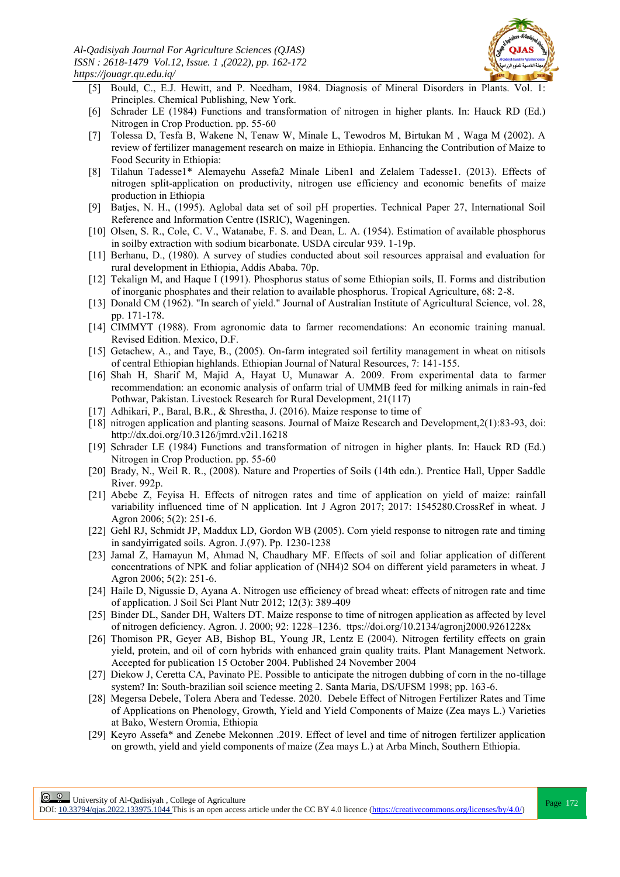[5] Bould, C., E.J. Hewitt, and P. Needham, 1984. Diagnosis of Mineral Disorders in Plants. Vol. 1: Principles. Chemical Publishing, New York.

[6] Schrader LE (1984) Functions and transformation of nitrogen in higher plants. In: Hauck RD (Ed.) Nitrogen in Crop Production. pp. 55-60

[7] Tolessa D, Tesfa B, Wakene N, Tenaw W, Minale L, Tewodros M, Birtukan M , Waga M (2002). A review of fertilizer management research on maize in Ethiopia. Enhancing the Contribution of Maize to Food Security in Ethiopia:

[8] Tilahun Tadesse1* Alemayehu Assefa2 Minale Liben1 and Zelalem Tadesse1. (2013). Effects of nitrogen split-application on productivity, nitrogen use efficiency and economic benefits of maize production in Ethiopia

[9] Batjes, N. H., (1995). Aglobal data set of soil pH properties. Technical Paper 27, International Soil Reference and Information Centre (ISRIC), Wageningen.

[10] Olsen, S. R., Cole, C. V., Watanabe, F. S. and Dean, L. A. (1954). Estimation of available phosphorus in soilby extraction with sodium bicarbonate. USDA circular 939. 1-19p.

[11] Berhanu, D., (1980). A survey of studies conducted about soil resources appraisal and evaluation for rural development in Ethiopia, Addis Ababa. 70p.

[12] Tekalign M, and Haque I (1991). Phosphorus status of some Ethiopian soils, II. Forms and distribution of inorganic phosphates and their relation to available phosphorus. Tropical Agriculture, 68: 2-8.

[13] Donald CM (1962). "In search of yield." Journal of Australian Institute of Agricultural Science, vol. 28, pp. 171-178.

[14] CIMMYT (1988). From agronomic data to farmer recomendations: An economic training manual. Revised Edition. Mexico, D.F.

[15] Getachew, A., and Taye, B., (2005). On-farm integrated soil fertility management in wheat on nitisols of central Ethiopian highlands. Ethiopian Journal of Natural Resources, 7: 141-155.

[16] Shah H, Sharif M, Majid A, Hayat U, Munawar A. 2009. From experimental data to farmer recommendation: an economic analysis of onfarm trial of UMMB feed for milking animals in rain-fed Pothwar, Pakistan. Livestock Research for Rural Development, 21(117)

[17] Adhikari, P., Baral, B.R., & Shrestha, J. (2016). Maize response to time of

[18] nitrogen application and planting seasons. Journal of Maize Research and Development,2(1):83-93, doi: http://dx.doi.org/10.3126/jmrd.v2i1.16218

[19] Schrader LE (1984) Functions and transformation of nitrogen in higher plants. In: Hauck RD (Ed.) Nitrogen in Crop Production. pp. 55-60

[20] Brady, N., Weil R. R., (2008). Nature and Properties of Soils (14th edn.). Prentice Hall, Upper Saddle River. 992p.

[21] Abebe Z, Feyisa H. Effects of nitrogen rates and time of application on yield of maize: rainfall variability influenced time of N application. Int J Agron 2017; 2017: 1545280.CrossRef in wheat. J Agron 2006; 5(2): 251-6.

[22] Gehl RJ, Schmidt JP, Maddux LD, Gordon WB (2005). Corn yield response to nitrogen rate and timing in sandyirrigated soils. Agron. J.(97). Pp. 1230-1238

[23] Jamal Z, Hamayun M, Ahmad N, Chaudhary MF. Effects of soil and foliar application of different concentrations of NPK and foliar application of (NH4)2 SO4 on different yield parameters in wheat. J Agron 2006; 5(2): 251-6.

[24] Haile D, Nigussie D, Ayana A. Nitrogen use efficiency of bread wheat: effects of nitrogen rate and time of application. J Soil Sci Plant Nutr 2012; 12(3): 389-409

[25] Binder DL, Sander DH, Walters DT. Maize response to time of nitrogen application as affected by level of nitrogen deficiency. Agron. J. 2000; 92: 1228–1236. ttps://doi.org/10.2134/agronj2000.9261228x

[26] Thomison PR, Geyer AB, Bishop BL, Young JR, Lentz E (2004). Nitrogen fertility effects on grain yield, protein, and oil of corn hybrids with enhanced grain quality traits. Plant Management Network. Accepted for publication 15 October 2004. Published 24 November 2004

[27] Diekow J, Ceretta CA, Pavinato PE. Possible to anticipate the nitrogen dubbing of corn in the no-tillage system? In: South-brazilian soil science meeting 2. Santa Maria, DS/UFSM 1998; pp. 163-6.

[28] Megersa Debele, Tolera Abera and Tedesse. 2020. Debele Effect of Nitrogen Fertilizer Rates and Time of Applications on Phenology, Growth, Yield and Yield Components of Maize (Zea mays L.) Varieties at Bako, Western Oromia, Ethiopia

[29] Keyro Assefa* and Zenebe Mekonnen .2019. Effect of level and time of nitrogen fertilizer application on growth, yield and yield components of maize (Zea mays L.) at Arba Minch, Southern Ethiopia.